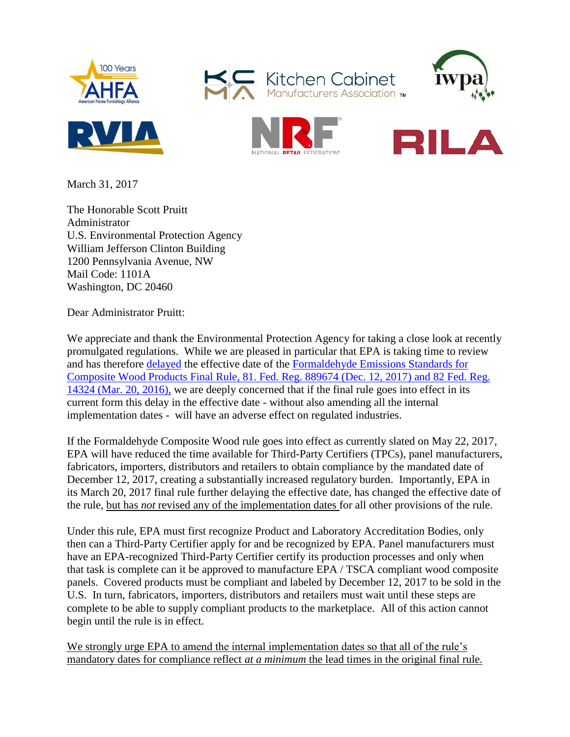100 Years AHFA American Home Furnishings Alliance

KCMA Kitchen Cabinet Manufacturers Association™

iwpa

RVIA

NRF NATIONAL RETAIL FEDERATION®

RILA

March 31, 2017

The Honorable Scott Pruitt
Administrator
U.S. Environmental Protection Agency
William Jefferson Clinton Building
1200 Pennsylvania Avenue, NW
Mail Code: 1101A
Washington, DC 20460

Dear Administrator Pruitt:

We appreciate and thank the Environmental Protection Agency for taking a close look at recently promulgated regulations. While we are pleased in particular that EPA is taking time to review and has therefore delayed the effective date of the Formaldehyde Emissions Standards for Composite Wood Products Final Rule, 81. Fed. Reg. 889674 (Dec. 12, 2017) and 82 Fed. Reg. 14324 (Mar. 20, 2016), we are deeply concerned that if the final rule goes into effect in its current form this delay in the effective date - without also amending all the internal implementation dates - will have an adverse effect on regulated industries.

If the Formaldehyde Composite Wood rule goes into effect as currently slated on May 22, 2017, EPA will have reduced the time available for Third-Party Certifiers (TPCs), panel manufacturers, fabricators, importers, distributors and retailers to obtain compliance by the mandated date of December 12, 2017, creating a substantially increased regulatory burden. Importantly, EPA in its March 20, 2017 final rule further delaying the effective date, has changed the effective date of the rule, <u>but has *not* revised any of the implementation dates</u> for all other provisions of the rule.

Under this rule, EPA must first recognize Product and Laboratory Accreditation Bodies, only then can a Third-Party Certifier apply for and be recognized by EPA. Panel manufacturers must have an EPA-recognized Third-Party Certifier certify its production processes and only when that task is complete can it be approved to manufacture EPA / TSCA compliant wood composite panels. Covered products must be compliant and labeled by December 12, 2017 to be sold in the U.S. In turn, fabricators, importers, distributors and retailers must wait until these steps are complete to be able to supply compliant products to the marketplace. All of this action cannot begin until the rule is in effect.

<u>We strongly urge EPA to amend the internal implementation dates so that all of the rule's mandatory dates for compliance reflect *at a minimum* the lead times in the original final rule.</u>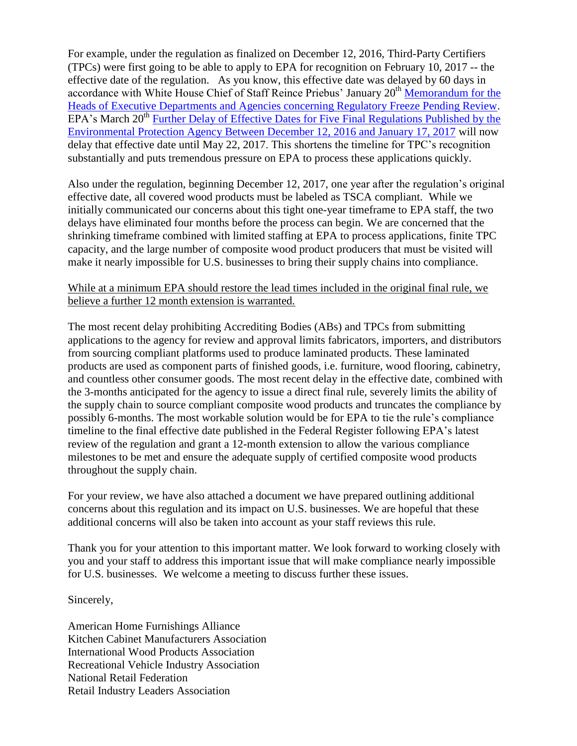For example, under the regulation as finalized on December 12, 2016, Third-Party Certifiers (TPCs) were first going to be able to apply to EPA for recognition on February 10, 2017 -- the effective date of the regulation. As you know, this effective date was delayed by 60 days in accordance with White House Chief of Staff Reince Priebus' January 20th Memorandum for the Heads of Executive Departments and Agencies concerning Regulatory Freeze Pending Review. EPA's March 20th Further Delay of Effective Dates for Five Final Regulations Published by the Environmental Protection Agency Between December 12, 2016 and January 17, 2017 will now delay that effective date until May 22, 2017. This shortens the timeline for TPC's recognition substantially and puts tremendous pressure on EPA to process these applications quickly.

Also under the regulation, beginning December 12, 2017, one year after the regulation's original effective date, all covered wood products must be labeled as TSCA compliant. While we initially communicated our concerns about this tight one-year timeframe to EPA staff, the two delays have eliminated four months before the process can begin. We are concerned that the shrinking timeframe combined with limited staffing at EPA to process applications, finite TPC capacity, and the large number of composite wood product producers that must be visited will make it nearly impossible for U.S. businesses to bring their supply chains into compliance.

<u>While at a minimum EPA should restore the lead times included in the original final rule, we believe a further 12 month extension is warranted.</u>

The most recent delay prohibiting Accrediting Bodies (ABs) and TPCs from submitting applications to the agency for review and approval limits fabricators, importers, and distributors from sourcing compliant platforms used to produce laminated products. These laminated products are used as component parts of finished goods, i.e. furniture, wood flooring, cabinetry, and countless other consumer goods. The most recent delay in the effective date, combined with the 3-months anticipated for the agency to issue a direct final rule, severely limits the ability of the supply chain to source compliant composite wood products and truncates the compliance by possibly 6-months. The most workable solution would be for EPA to tie the rule's compliance timeline to the final effective date published in the Federal Register following EPA's latest review of the regulation and grant a 12-month extension to allow the various compliance milestones to be met and ensure the adequate supply of certified composite wood products throughout the supply chain.

For your review, we have also attached a document we have prepared outlining additional concerns about this regulation and its impact on U.S. businesses. We are hopeful that these additional concerns will also be taken into account as your staff reviews this rule.

Thank you for your attention to this important matter. We look forward to working closely with you and your staff to address this important issue that will make compliance nearly impossible for U.S. businesses. We welcome a meeting to discuss further these issues.

Sincerely,

American Home Furnishings Alliance
Kitchen Cabinet Manufacturers Association
International Wood Products Association
Recreational Vehicle Industry Association
National Retail Federation
Retail Industry Leaders Association